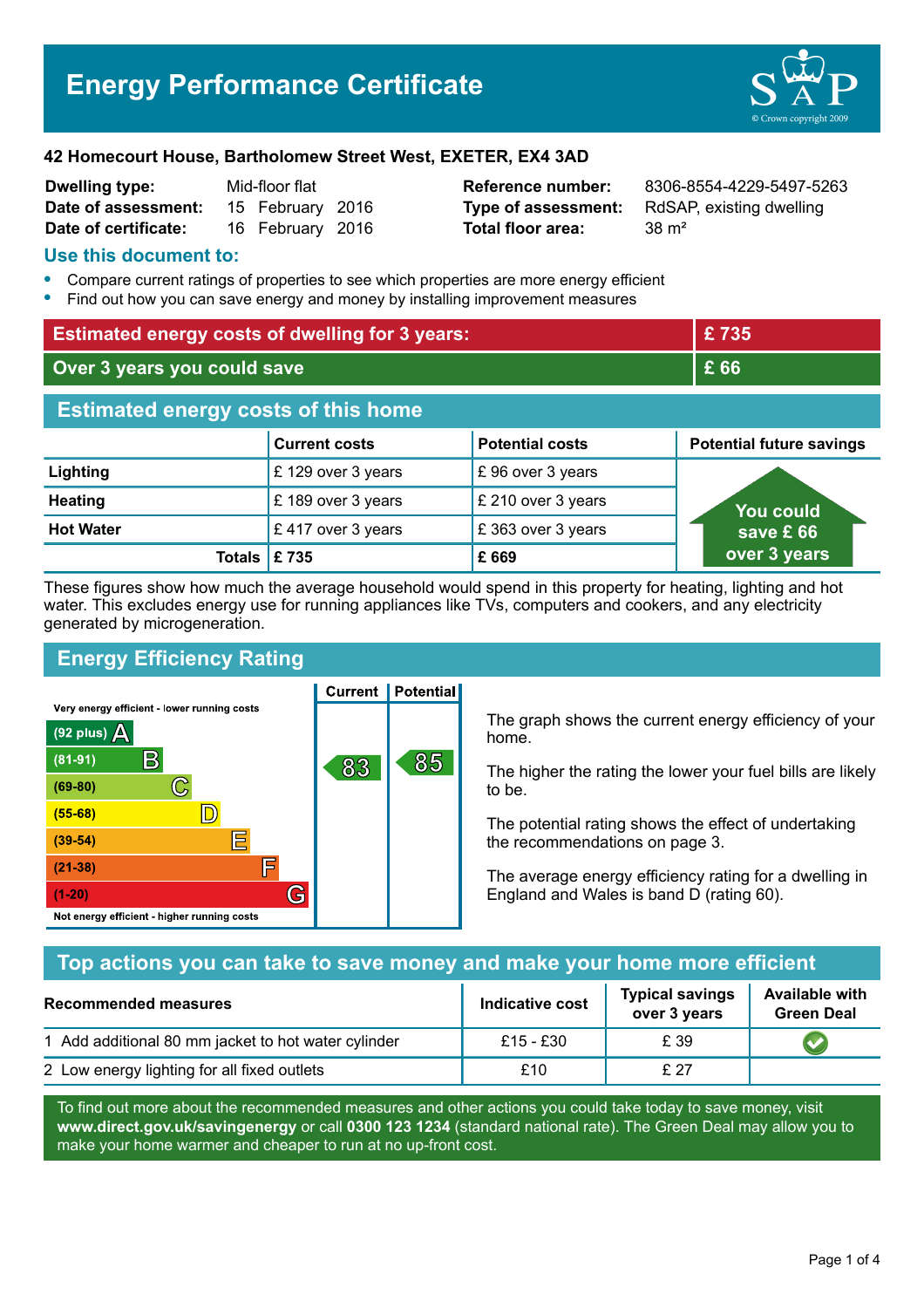# Energy Performance Certificate

**42 Homecourt House, Bartholomew Street West, EXETER, EX4 3AD**

| | | | |
|---|---|---|---|
| **Dwelling type:** | Mid-floor flat | **Reference number:** | 8306-8554-4229-5497-5263 |
| **Date of assessment:** | 15 February 2016 | **Type of assessment:** | RdSAP, existing dwelling |
| **Date of certificate:** | 16 February 2016 | **Total floor area:** | 38 m² |

## Use this document to:

- Compare current ratings of properties to see which properties are more energy efficient
- Find out how you can save energy and money by installing improvement measures

| | |
|---|---|
| **Estimated energy costs of dwelling for 3 years:** | **£ 735** |
| **Over 3 years you could save** | **£ 66** |

## Estimated energy costs of this home

| | Current costs | Potential costs | Potential future savings |
|---|---|---|---|
| **Lighting** | £ 129 over 3 years | £ 96 over 3 years | You could save £ 66 over 3 years |
| **Heating** | £ 189 over 3 years | £ 210 over 3 years | |
| **Hot Water** | £ 417 over 3 years | £ 363 over 3 years | |
| **Totals** | **£ 735** | **£ 669** | |

These figures show how much the average household would spend in this property for heating, lighting and hot water. This excludes energy use for running appliances like TVs, computers and cookers, and any electricity generated by microgeneration.

## Energy Efficiency Rating

| Rating | Current | Potential |
|---|---|---|
| Very energy efficient - lower running costs | | |
| (92 plus) A | | |
| (81-91) B | 83 | 85 |
| (69-80) C | | |
| (55-68) D | | |
| (39-54) E | | |
| (21-38) F | | |
| (1-20) G | | |
| Not energy efficient - higher running costs | | |

The graph shows the current energy efficiency of your home.

The higher the rating the lower your fuel bills are likely to be.

The potential rating shows the effect of undertaking the recommendations on page 3.

The average energy efficiency rating for a dwelling in England and Wales is band D (rating 60).

## Top actions you can take to save money and make your home more efficient

| Recommended measures | Indicative cost | Typical savings over 3 years | Available with Green Deal |
|---|---|---|---|
| 1 Add additional 80 mm jacket to hot water cylinder | £15 - £30 | £ 39 | ✔ |
| 2 Low energy lighting for all fixed outlets | £10 | £ 27 | |

To find out more about the recommended measures and other actions you could take today to save money, visit **www.direct.gov.uk/savingenergy** or call **0300 123 1234** (standard national rate). The Green Deal may allow you to make your home warmer and cheaper to run at no up-front cost.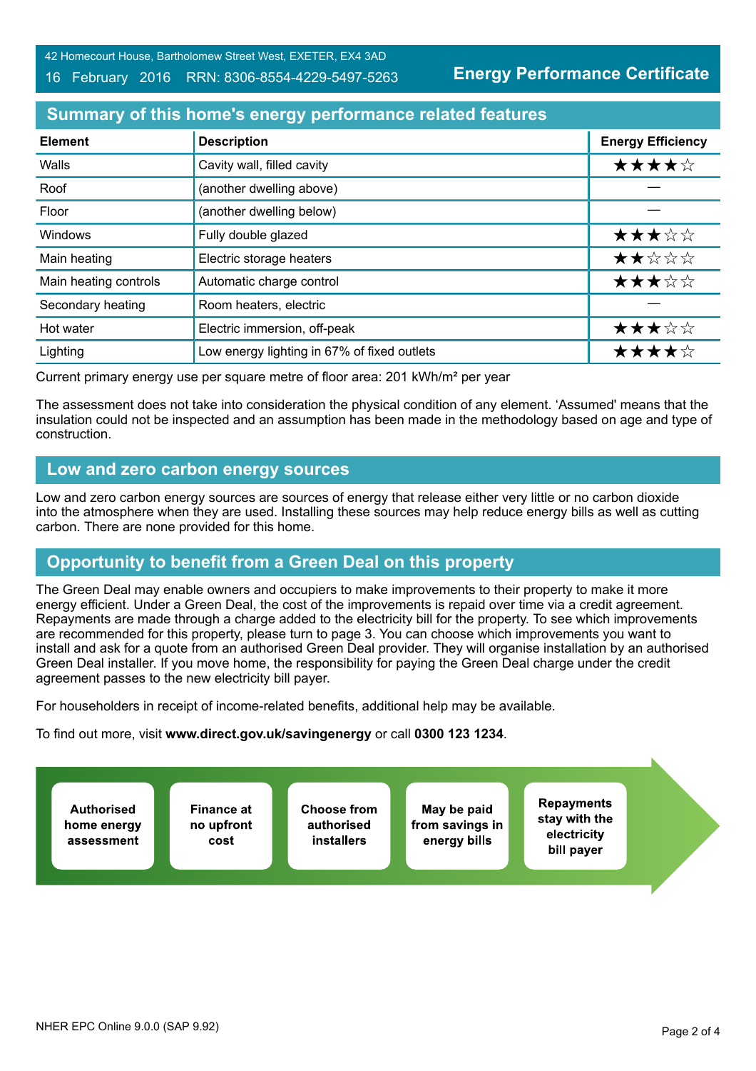42 Homecourt House, Bartholomew Street West, EXETER, EX4 3AD
16 February 2016 RRN: 8306-8554-4229-5497-5263

**Energy Performance Certificate**

## Summary of this home's energy performance related features

| Element | Description | Energy Efficiency |
|---|---|---|
| Walls | Cavity wall, filled cavity | ★★★★☆ |
| Roof | (another dwelling above) | — |
| Floor | (another dwelling below) | — |
| Windows | Fully double glazed | ★★★☆☆ |
| Main heating | Electric storage heaters | ★★☆☆☆ |
| Main heating controls | Automatic charge control | ★★★☆☆ |
| Secondary heating | Room heaters, electric | — |
| Hot water | Electric immersion, off-peak | ★★★☆☆ |
| Lighting | Low energy lighting in 67% of fixed outlets | ★★★★☆ |

Current primary energy use per square metre of floor area: 201 kWh/m² per year

The assessment does not take into consideration the physical condition of any element. 'Assumed' means that the insulation could not be inspected and an assumption has been made in the methodology based on age and type of construction.

## Low and zero carbon energy sources

Low and zero carbon energy sources are sources of energy that release either very little or no carbon dioxide into the atmosphere when they are used. Installing these sources may help reduce energy bills as well as cutting carbon. There are none provided for this home.

## Opportunity to benefit from a Green Deal on this property

The Green Deal may enable owners and occupiers to make improvements to their property to make it more energy efficient. Under a Green Deal, the cost of the improvements is repaid over time via a credit agreement. Repayments are made through a charge added to the electricity bill for the property. To see which improvements are recommended for this property, please turn to page 3. You can choose which improvements you want to install and ask for a quote from an authorised Green Deal provider. They will organise installation by an authorised Green Deal installer. If you move home, the responsibility for paying the Green Deal charge under the credit agreement passes to the new electricity bill payer.

For householders in receipt of income-related benefits, additional help may be available.

To find out more, visit **www.direct.gov.uk/savingenergy** or call **0300 123 1234**.

- **Authorised home energy assessment**
- **Finance at no upfront cost**
- **Choose from authorised installers**
- **May be paid from savings in energy bills**
- **Repayments stay with the electricity bill payer**

NHER EPC Online 9.0.0 (SAP 9.92)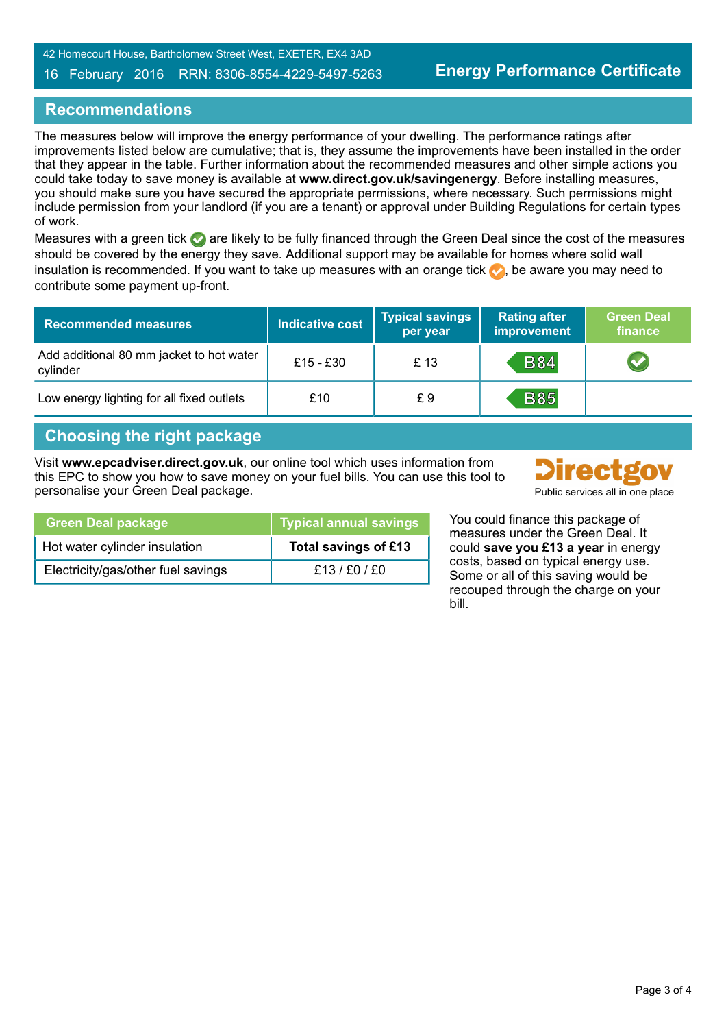## Recommendations

The measures below will improve the energy performance of your dwelling. The performance ratings after improvements listed below are cumulative; that is, they assume the improvements have been installed in the order that they appear in the table. Further information about the recommended measures and other simple actions you could take today to save money is available at **www.direct.gov.uk/savingenergy**. Before installing measures, you should make sure you have secured the appropriate permissions, where necessary. Such permissions might include permission from your landlord (if you are a tenant) or approval under Building Regulations for certain types of work.

Measures with a green tick ✔ are likely to be fully financed through the Green Deal since the cost of the measures should be covered by the energy they save. Additional support may be available for homes where solid wall insulation is recommended. If you want to take up measures with an orange tick ✔, be aware you may need to contribute some payment up-front.

| Recommended measures | Indicative cost | Typical savings per year | Rating after improvement | Green Deal finance |
|---|---|---|---|---|
| Add additional 80 mm jacket to hot water cylinder | £15 - £30 | £ 13 | B84 | ✔ |
| Low energy lighting for all fixed outlets | £10 | £ 9 | B85 | |

## Choosing the right package

Visit **www.epcadviser.direct.gov.uk**, our online tool which uses information from this EPC to show you how to save money on your fuel bills. You can use this tool to personalise your Green Deal package.

Directgov
Public services all in one place

| Green Deal package | Typical annual savings |
|---|---|
| Hot water cylinder insulation | **Total savings of £13** |
| Electricity/gas/other fuel savings | £13 / £0 / £0 |

You could finance this package of measures under the Green Deal. It could **save you £13 a year** in energy costs, based on typical energy use. Some or all of this saving would be recouped through the charge on your bill.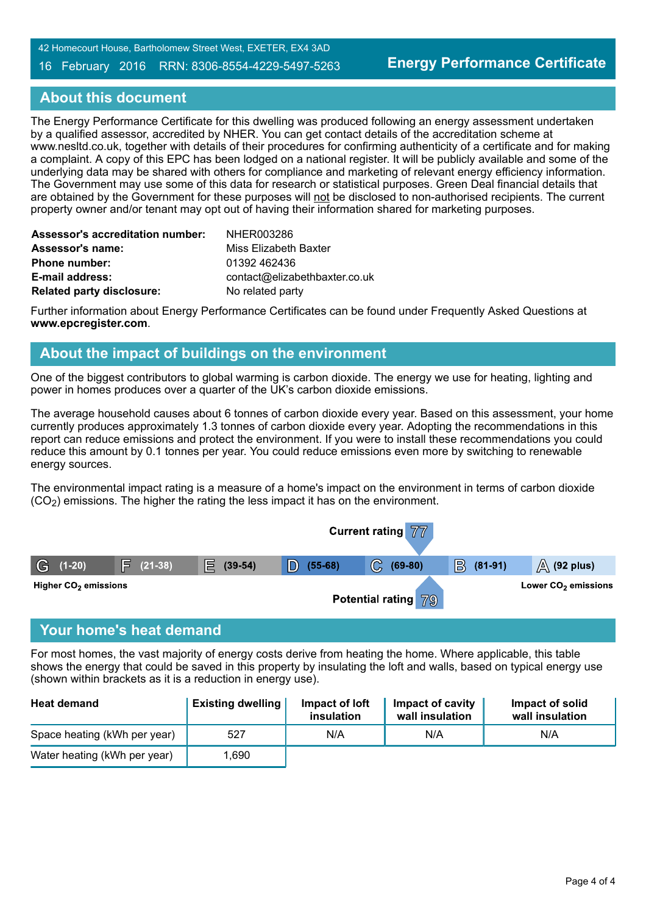42 Homecourt House, Bartholomew Street West, EXETER, EX4 3AD

16 February 2016 RRN: 8306-8554-4229-5497-5263

**Energy Performance Certificate**

## About this document

The Energy Performance Certificate for this dwelling was produced following an energy assessment undertaken by a qualified assessor, accredited by NHER. You can get contact details of the accreditation scheme at www.nesltd.co.uk, together with details of their procedures for confirming authenticity of a certificate and for making a complaint. A copy of this EPC has been lodged on a national register. It will be publicly available and some of the underlying data may be shared with others for compliance and marketing of relevant energy efficiency information. The Government may use some of this data for research or statistical purposes. Green Deal financial details that are obtained by the Government for these purposes will not be disclosed to non-authorised recipients. The current property owner and/or tenant may opt out of having their information shared for marketing purposes.

| | |
|---|---|
| **Assessor's accreditation number:** | NHER003286 |
| **Assessor's name:** | Miss Elizabeth Baxter |
| **Phone number:** | 01392 462436 |
| **E-mail address:** | contact@elizabethbaxter.co.uk |
| **Related party disclosure:** | No related party |

Further information about Energy Performance Certificates can be found under Frequently Asked Questions at **www.epcregister.com**.

## About the impact of buildings on the environment

One of the biggest contributors to global warming is carbon dioxide. The energy we use for heating, lighting and power in homes produces over a quarter of the UK's carbon dioxide emissions.

The average household causes about 6 tonnes of carbon dioxide every year. Based on this assessment, your home currently produces approximately 1.3 tonnes of carbon dioxide every year. Adopting the recommendations in this report can reduce emissions and protect the environment. If you were to install these recommendations you could reduce this amount by 0.1 tonnes per year. You could reduce emissions even more by switching to renewable energy sources.

The environmental impact rating is a measure of a home's impact on the environment in terms of carbon dioxide ($CO_2$) emissions. The higher the rating the less impact it has on the environment.

Current rating 77

G (1-20) F (21-38) E (39-54) D (55-68) C (69-80) B (81-91) A (92 plus)

Higher $CO_2$ emissions

Lower $CO_2$ emissions

Potential rating 79

## Your home's heat demand

For most homes, the vast majority of energy costs derive from heating the home. Where applicable, this table shows the energy that could be saved in this property by insulating the loft and walls, based on typical energy use (shown within brackets as it is a reduction in energy use).

| Heat demand | Existing dwelling | Impact of loft insulation | Impact of cavity wall insulation | Impact of solid wall insulation |
|---|---|---|---|---|
| Space heating (kWh per year) | 527 | N/A | N/A | N/A |
| Water heating (kWh per year) | 1,690 | | | |